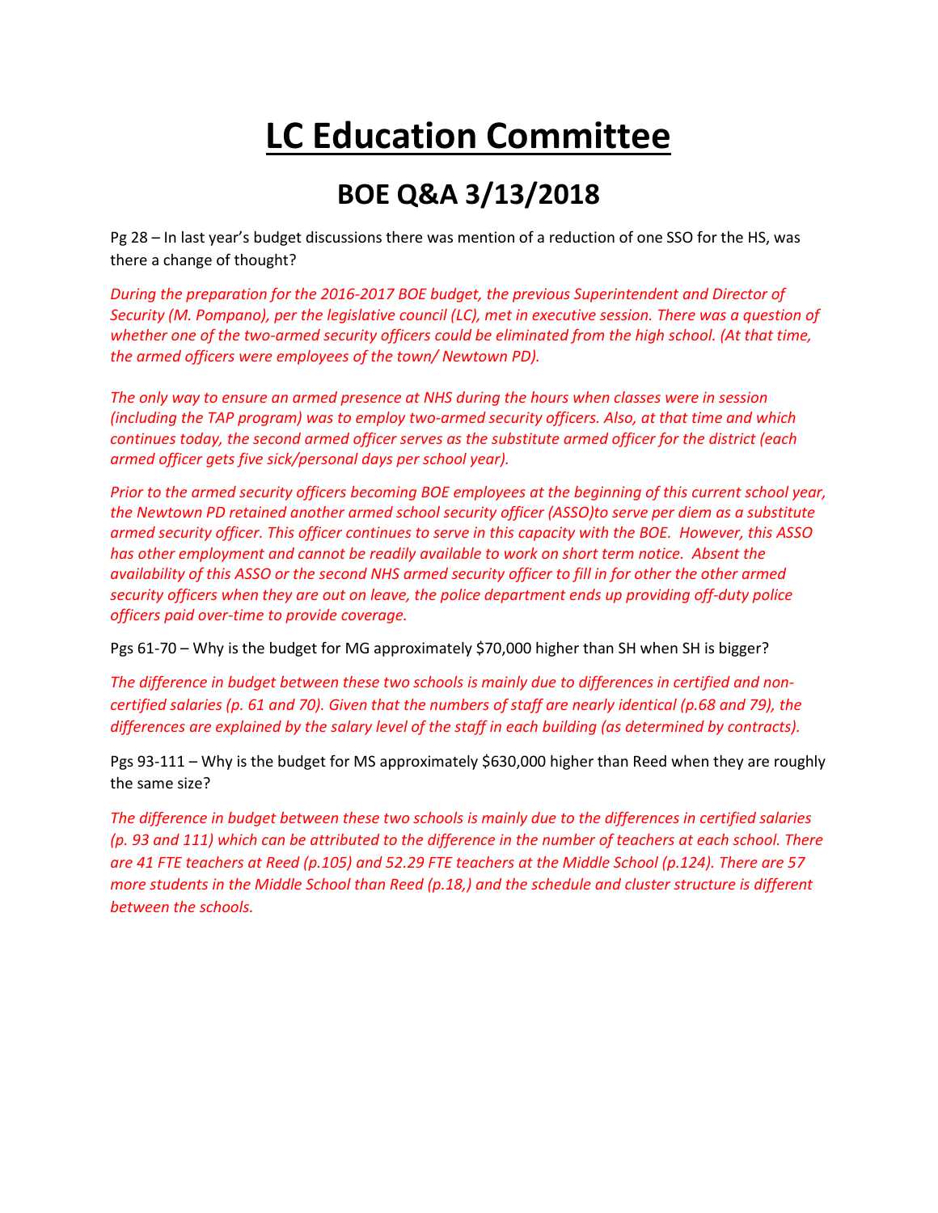# LC Education Committee

## BOE Q&A 3/13/2018

Pg 28 – In last year's budget discussions there was mention of a reduction of one SSO for the HS, was there a change of thought?

*During the preparation for the 2016-2017 BOE budget, the previous Superintendent and Director of Security (M. Pompano), per the legislative council (LC), met in executive session. There was a question of whether one of the two-armed security officers could be eliminated from the high school. (At that time, the armed officers were employees of the town/ Newtown PD).*

*The only way to ensure an armed presence at NHS during the hours when classes were in session (including the TAP program) was to employ two-armed security officers. Also, at that time and which continues today, the second armed officer serves as the substitute armed officer for the district (each armed officer gets five sick/personal days per school year).*

*Prior to the armed security officers becoming BOE employees at the beginning of this current school year, the Newtown PD retained another armed school security officer (ASSO)to serve per diem as a substitute armed security officer. This officer continues to serve in this capacity with the BOE. However, this ASSO has other employment and cannot be readily available to work on short term notice. Absent the availability of this ASSO or the second NHS armed security officer to fill in for other the other armed security officers when they are out on leave, the police department ends up providing off-duty police officers paid over-time to provide coverage.*

Pgs 61-70 – Why is the budget for MG approximately $70,000 higher than SH when SH is bigger?

*The difference in budget between these two schools is mainly due to differences in certified and non-certified salaries (p. 61 and 70). Given that the numbers of staff are nearly identical (p.68 and 79), the differences are explained by the salary level of the staff in each building (as determined by contracts).*

Pgs 93-111 – Why is the budget for MS approximately $630,000 higher than Reed when they are roughly the same size?

*The difference in budget between these two schools is mainly due to the differences in certified salaries (p. 93 and 111) which can be attributed to the difference in the number of teachers at each school. There are 41 FTE teachers at Reed (p.105) and 52.29 FTE teachers at the Middle School (p.124). There are 57 more students in the Middle School than Reed (p.18,) and the schedule and cluster structure is different between the schools.*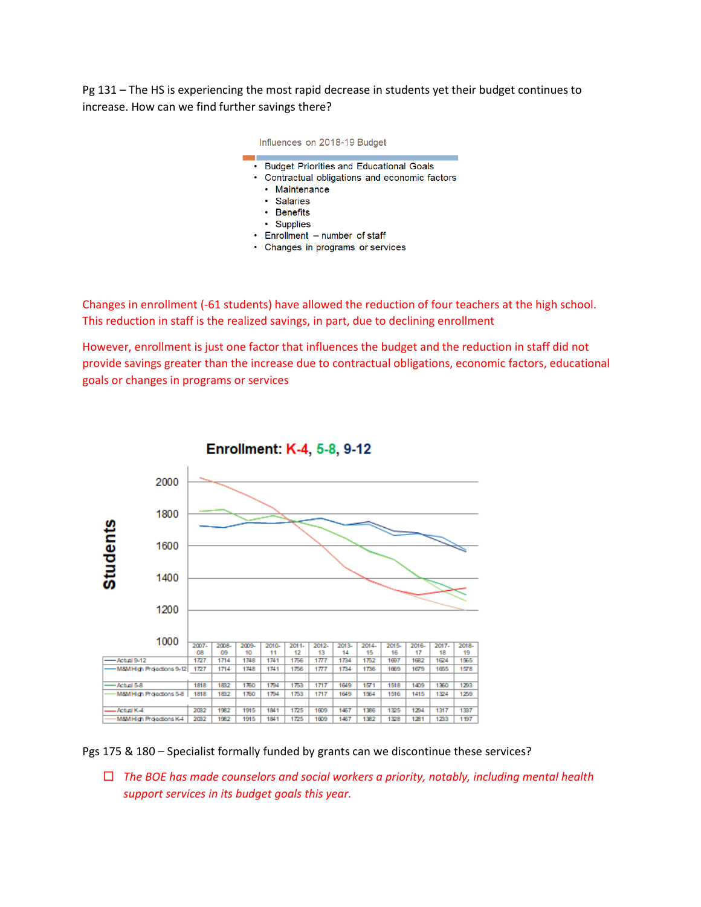Pg 131 – The HS is experiencing the most rapid decrease in students yet their budget continues to increase. How can we find further savings there?

Influences on 2018-19 Budget

- Budget Priorities and Educational Goals
- Contractual obligations and economic factors
  - Maintenance
  - Salaries
  - Benefits
  - Supplies
- Enrollment – number of staff
- Changes in programs or services

Changes in enrollment (-61 students) have allowed the reduction of four teachers at the high school. This reduction in staff is the realized savings, in part, due to declining enrollment

However, enrollment is just one factor that influences the budget and the reduction in staff did not provide savings greater than the increase due to contractual obligations, economic factors, educational goals or changes in programs or services

**Enrollment: K-4, 5-8, 9-12**

| | 2007-08 | 2008-09 | 2009-10 | 2010-11 | 2011-12 | 2012-13 | 2013-14 | 2014-15 | 2015-16 | 2016-17 | 2017-18 | 2018-19 |
|---|---|---|---|---|---|---|---|---|---|---|---|---|
| Actual 9-12 | 1727 | 1714 | 1748 | 1741 | 1756 | 1777 | 1734 | 1752 | 1697 | 1682 | 1624 | 1565 |
| M&M High Projections 9-12 | 1727 | 1714 | 1748 | 1741 | 1756 | 1777 | 1734 | 1736 | 1669 | 1679 | 1655 | 1578 |
| Actual 5-8 | 1818 | 1832 | 1760 | 1794 | 1753 | 1717 | 1649 | 1571 | 1518 | 1409 | 1360 | 1293 |
| M&M High Projections 5-8 | 1818 | 1832 | 1760 | 1794 | 1753 | 1717 | 1649 | 1564 | 1516 | 1415 | 1324 | 1259 |
| Actual K-4 | 2032 | 1982 | 1915 | 1841 | 1725 | 1609 | 1467 | 1386 | 1325 | 1294 | 1317 | 1337 |
| M&M High Projections K-4 | 2032 | 1982 | 1915 | 1841 | 1725 | 1609 | 1467 | 1382 | 1328 | 1281 | 1233 | 1197 |

Pgs 175 & 180 – Specialist formally funded by grants can we discontinue these services?

- *The BOE has made counselors and social workers a priority, notably, including mental health support services in its budget goals this year.*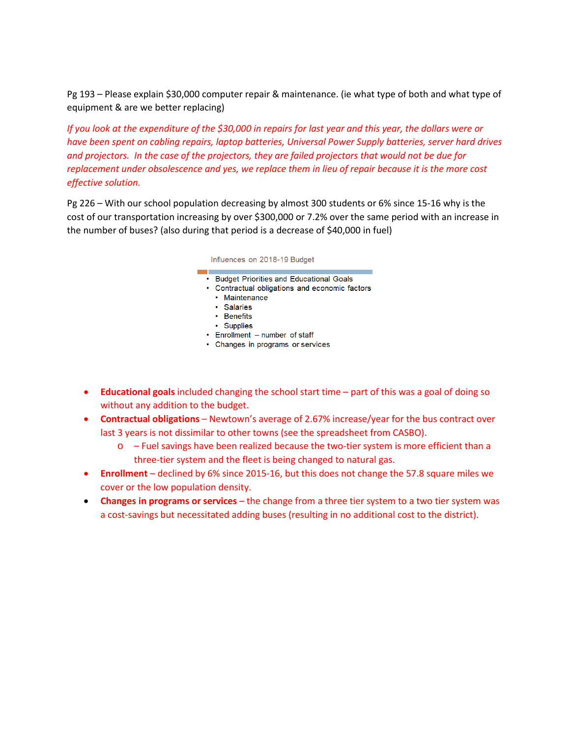Pg 193 – Please explain $30,000 computer repair & maintenance. (ie what type of both and what type of equipment & are we better replacing)

*If you look at the expenditure of the $30,000 in repairs for last year and this year, the dollars were or have been spent on cabling repairs, laptop batteries, Universal Power Supply batteries, server hard drives and projectors. In the case of the projectors, they are failed projectors that would not be due for replacement under obsolescence and yes, we replace them in lieu of repair because it is the more cost effective solution.*

Pg 226 – With our school population decreasing by almost 300 students or 6% since 15-16 why is the cost of our transportation increasing by over $300,000 or 7.2% over the same period with an increase in the number of buses? (also during that period is a decrease of $40,000 in fuel)

Influences on 2018-19 Budget

- Budget Priorities and Educational Goals
- Contractual obligations and economic factors
  - Maintenance
  - Salaries
  - Benefits
  - Supplies
- Enrollment – number of staff
- Changes in programs or services

- **Educational goals** included changing the school start time – part of this was a goal of doing so without any addition to the budget.
- **Contractual obligations** – Newtown's average of 2.67% increase/year for the bus contract over last 3 years is not dissimilar to other towns (see the spreadsheet from CASBO).
  - – Fuel savings have been realized because the two-tier system is more efficient than a three-tier system and the fleet is being changed to natural gas.
- **Enrollment** – declined by 6% since 2015-16, but this does not change the 57.8 square miles we cover or the low population density.
- **Changes in programs or services** – the change from a three tier system to a two tier system was a cost-savings but necessitated adding buses (resulting in no additional cost to the district).